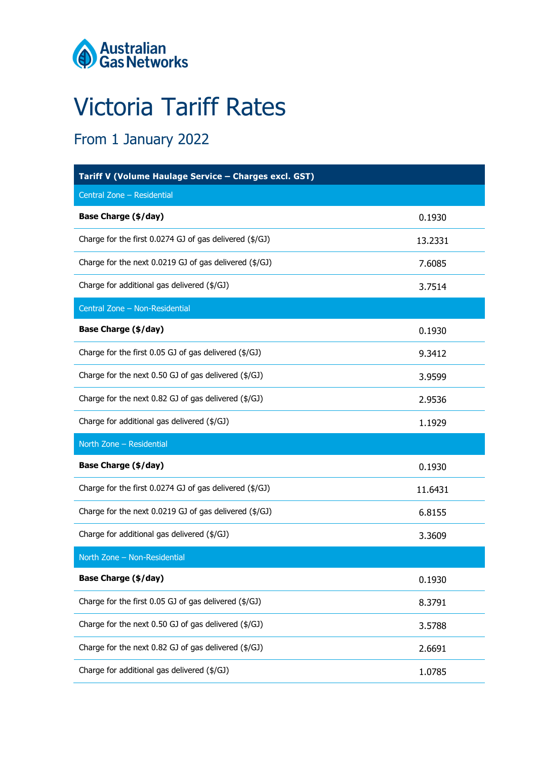Australian Gas Networks

# Victoria Tariff Rates

## From 1 January 2022

| Tariff V (Volume Haulage Service – Charges excl. GST) | |
|---|---|
| Central Zone – Residential | |
| **Base Charge ($/day)** | 0.1930 |
| Charge for the first 0.0274 GJ of gas delivered ($/GJ) | 13.2331 |
| Charge for the next 0.0219 GJ of gas delivered ($/GJ) | 7.6085 |
| Charge for additional gas delivered ($/GJ) | 3.7514 |
| Central Zone – Non-Residential | |
| **Base Charge ($/day)** | 0.1930 |
| Charge for the first 0.05 GJ of gas delivered ($/GJ) | 9.3412 |
| Charge for the next 0.50 GJ of gas delivered ($/GJ) | 3.9599 |
| Charge for the next 0.82 GJ of gas delivered ($/GJ) | 2.9536 |
| Charge for additional gas delivered ($/GJ) | 1.1929 |
| North Zone – Residential | |
| **Base Charge ($/day)** | 0.1930 |
| Charge for the first 0.0274 GJ of gas delivered ($/GJ) | 11.6431 |
| Charge for the next 0.0219 GJ of gas delivered ($/GJ) | 6.8155 |
| Charge for additional gas delivered ($/GJ) | 3.3609 |
| North Zone – Non-Residential | |
| **Base Charge ($/day)** | 0.1930 |
| Charge for the first 0.05 GJ of gas delivered ($/GJ) | 8.3791 |
| Charge for the next 0.50 GJ of gas delivered ($/GJ) | 3.5788 |
| Charge for the next 0.82 GJ of gas delivered ($/GJ) | 2.6691 |
| Charge for additional gas delivered ($/GJ) | 1.0785 |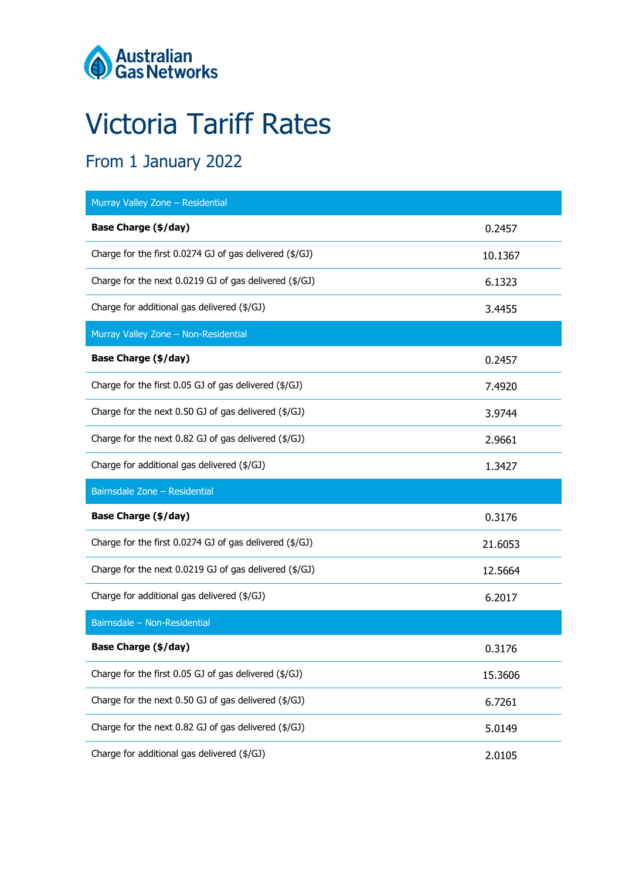Australian Gas Networks

# Victoria Tariff Rates

## From 1 January 2022

| Murray Valley Zone – Residential | |
|---|---|
| **Base Charge ($/day)** | 0.2457 |
| Charge for the first 0.0274 GJ of gas delivered ($/GJ) | 10.1367 |
| Charge for the next 0.0219 GJ of gas delivered ($/GJ) | 6.1323 |
| Charge for additional gas delivered ($/GJ) | 3.4455 |
| **Murray Valley Zone – Non-Residential** | |
| **Base Charge ($/day)** | 0.2457 |
| Charge for the first 0.05 GJ of gas delivered ($/GJ) | 7.4920 |
| Charge for the next 0.50 GJ of gas delivered ($/GJ) | 3.9744 |
| Charge for the next 0.82 GJ of gas delivered ($/GJ) | 2.9661 |
| Charge for additional gas delivered ($/GJ) | 1.3427 |
| **Bairnsdale Zone – Residential** | |
| **Base Charge ($/day)** | 0.3176 |
| Charge for the first 0.0274 GJ of gas delivered ($/GJ) | 21.6053 |
| Charge for the next 0.0219 GJ of gas delivered ($/GJ) | 12.5664 |
| Charge for additional gas delivered ($/GJ) | 6.2017 |
| **Bairnsdale – Non-Residential** | |
| **Base Charge ($/day)** | 0.3176 |
| Charge for the first 0.05 GJ of gas delivered ($/GJ) | 15.3606 |
| Charge for the next 0.50 GJ of gas delivered ($/GJ) | 6.7261 |
| Charge for the next 0.82 GJ of gas delivered ($/GJ) | 5.0149 |
| Charge for additional gas delivered ($/GJ) | 2.0105 |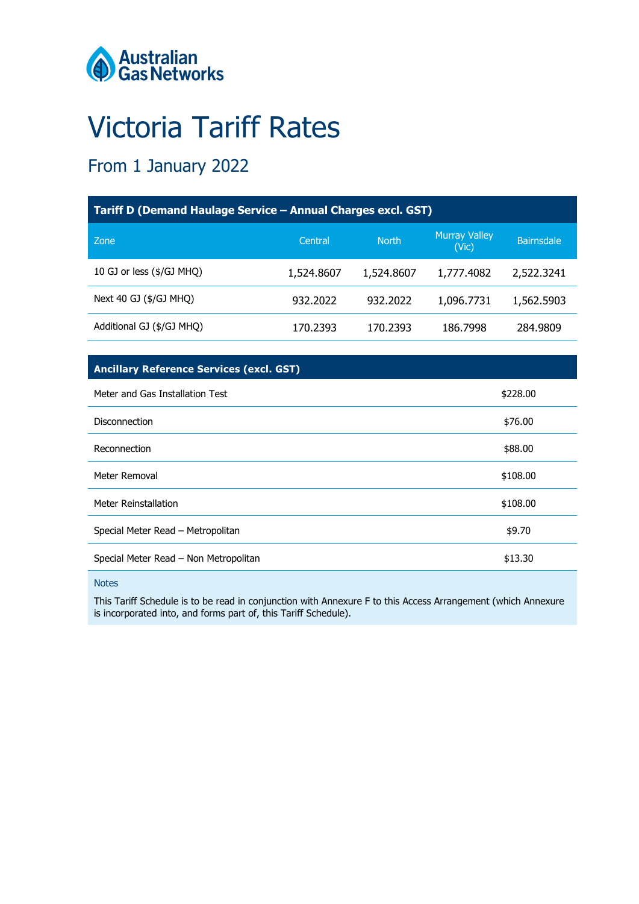Australian Gas Networks

# Victoria Tariff Rates

## From 1 January 2022

| Tariff D (Demand Haulage Service – Annual Charges excl. GST) | | | | |
|---|---|---|---|---|
| Zone | Central | North | Murray Valley (Vic) | Bairnsdale |
| 10 GJ or less ($/GJ MHQ) | 1,524.8607 | 1,524.8607 | 1,777.4082 | 2,522.3241 |
| Next 40 GJ ($/GJ MHQ) | 932.2022 | 932.2022 | 1,096.7731 | 1,562.5903 |
| Additional GJ ($/GJ MHQ) | 170.2393 | 170.2393 | 186.7998 | 284.9809 |

| Ancillary Reference Services (excl. GST) | |
|---|---|
| Meter and Gas Installation Test | $228.00 |
| Disconnection | $76.00 |
| Reconnection | $88.00 |
| Meter Removal | $108.00 |
| Meter Reinstallation | $108.00 |
| Special Meter Read – Metropolitan | $9.70 |
| Special Meter Read – Non Metropolitan | $13.30 |

**Notes**

This Tariff Schedule is to be read in conjunction with Annexure F to this Access Arrangement (which Annexure is incorporated into, and forms part of, this Tariff Schedule).